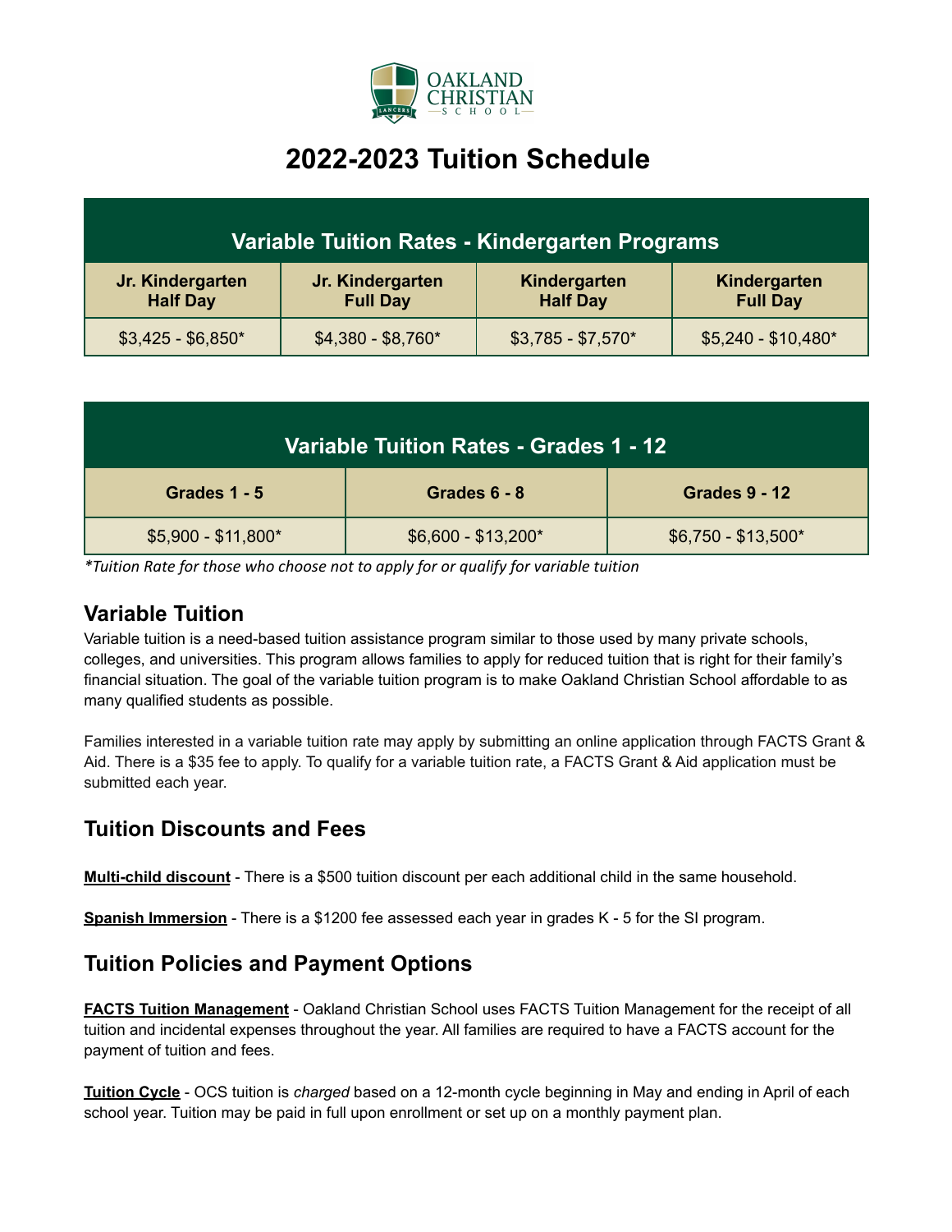Oakland Christian School

# 2022-2023 Tuition Schedule

| Variable Tuition Rates - Kindergarten Programs | | | |
|---|---|---|---|
| **Jr. Kindergarten Half Day** | **Jr. Kindergarten Full Day** | **Kindergarten Half Day** | **Kindergarten Full Day** |
| $3,425 - $6,850* | $4,380 - $8,760* | $3,785 - $7,570* | $5,240 - $10,480* |

| Variable Tuition Rates - Grades 1 - 12 | | |
|---|---|---|
| **Grades 1 - 5** | **Grades 6 - 8** | **Grades 9 - 12** |
| $5,900 - $11,800* | $6,600 - $13,200* | $6,750 - $13,500* |

*\*Tuition Rate for those who choose not to apply for or qualify for variable tuition*

## Variable Tuition

Variable tuition is a need-based tuition assistance program similar to those used by many private schools, colleges, and universities. This program allows families to apply for reduced tuition that is right for their family's financial situation. The goal of the variable tuition program is to make Oakland Christian School affordable to as many qualified students as possible.

Families interested in a variable tuition rate may apply by submitting an online application through FACTS Grant & Aid. There is a $35 fee to apply. To qualify for a variable tuition rate, a FACTS Grant & Aid application must be submitted each year.

## Tuition Discounts and Fees

**Multi-child discount** - There is a $500 tuition discount per each additional child in the same household.

**Spanish Immersion** - There is a $1200 fee assessed each year in grades K - 5 for the SI program.

## Tuition Policies and Payment Options

**FACTS Tuition Management** - Oakland Christian School uses FACTS Tuition Management for the receipt of all tuition and incidental expenses throughout the year. All families are required to have a FACTS account for the payment of tuition and fees.

**Tuition Cycle** - OCS tuition is *charged* based on a 12-month cycle beginning in May and ending in April of each school year. Tuition may be paid in full upon enrollment or set up on a monthly payment plan.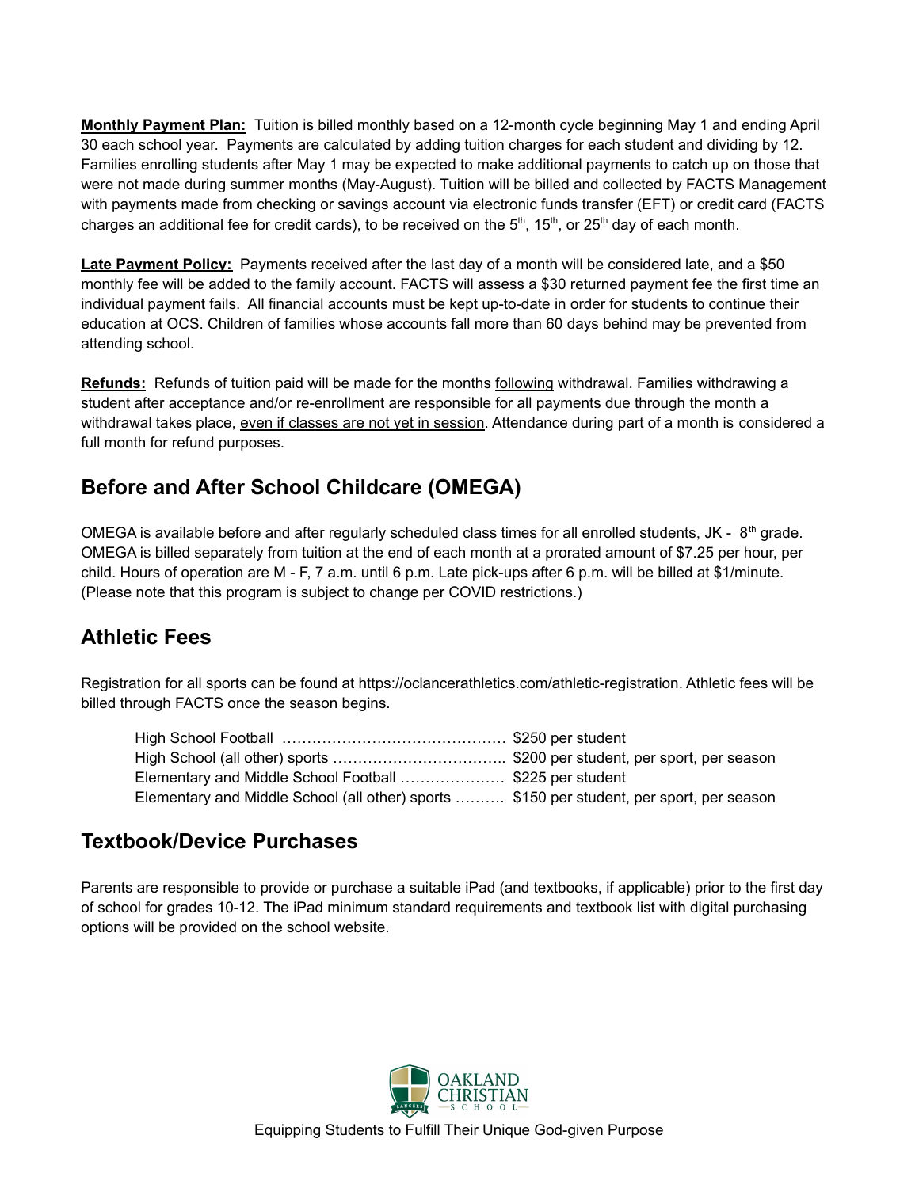**Monthly Payment Plan:** Tuition is billed monthly based on a 12-month cycle beginning May 1 and ending April 30 each school year. Payments are calculated by adding tuition charges for each student and dividing by 12. Families enrolling students after May 1 may be expected to make additional payments to catch up on those that were not made during summer months (May-August). Tuition will be billed and collected by FACTS Management with payments made from checking or savings account via electronic funds transfer (EFT) or credit card (FACTS charges an additional fee for credit cards), to be received on the 5th, 15th, or 25th day of each month.

**Late Payment Policy:** Payments received after the last day of a month will be considered late, and a $50 monthly fee will be added to the family account. FACTS will assess a $30 returned payment fee the first time an individual payment fails. All financial accounts must be kept up-to-date in order for students to continue their education at OCS. Children of families whose accounts fall more than 60 days behind may be prevented from attending school.

**Refunds:** Refunds of tuition paid will be made for the months following withdrawal. Families withdrawing a student after acceptance and/or re-enrollment are responsible for all payments due through the month a withdrawal takes place, even if classes are not yet in session. Attendance during part of a month is considered a full month for refund purposes.

## Before and After School Childcare (OMEGA)

OMEGA is available before and after regularly scheduled class times for all enrolled students, JK - 8th grade. OMEGA is billed separately from tuition at the end of each month at a prorated amount of $7.25 per hour, per child. Hours of operation are M - F, 7 a.m. until 6 p.m. Late pick-ups after 6 p.m. will be billed at $1/minute. (Please note that this program is subject to change per COVID restrictions.)

## Athletic Fees

Registration for all sports can be found at https://oclancerathletics.com/athletic-registration. Athletic fees will be billed through FACTS once the season begins.

| | |
|---|---|
| High School Football | $250 per student |
| High School (all other) sports | $200 per student, per sport, per season |
| Elementary and Middle School Football | $225 per student |
| Elementary and Middle School (all other) sports | $150 per student, per sport, per season |

## Textbook/Device Purchases

Parents are responsible to provide or purchase a suitable iPad (and textbooks, if applicable) prior to the first day of school for grades 10-12. The iPad minimum standard requirements and textbook list with digital purchasing options will be provided on the school website.

Equipping Students to Fulfill Their Unique God-given Purpose